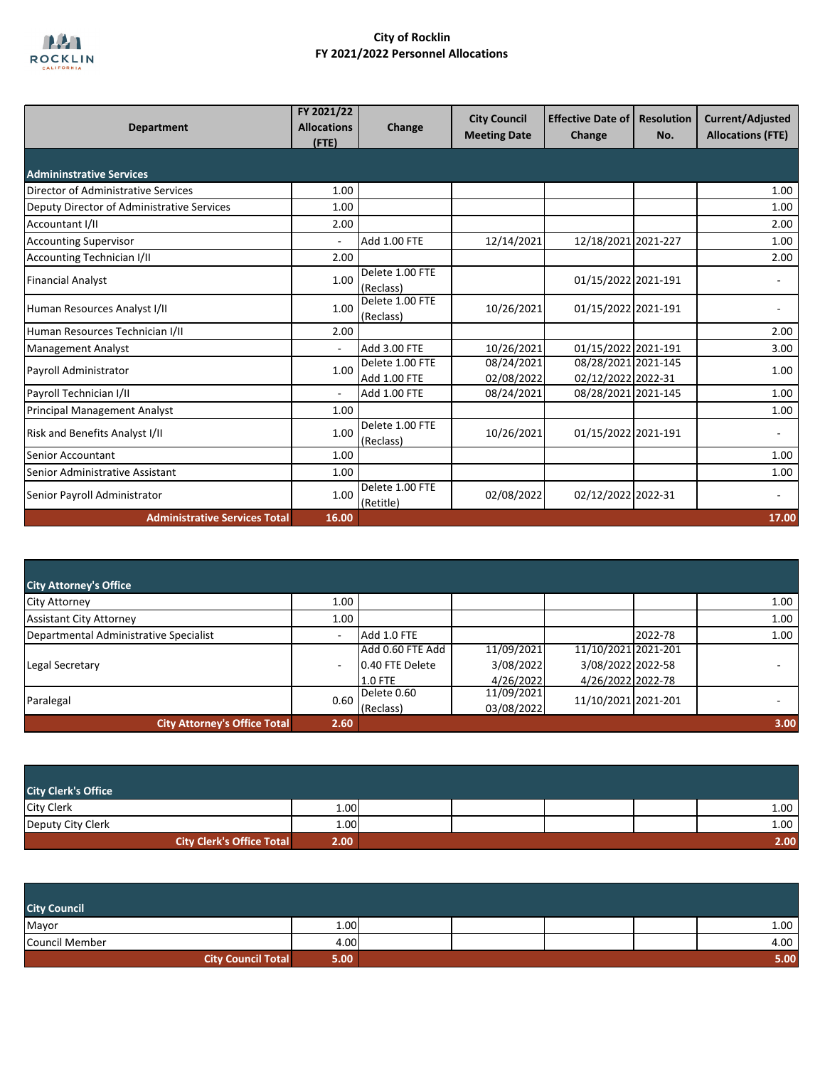# City of Rocklin
## FY 2021/2022 Personnel Allocations

| Department | FY 2021/22 Allocations (FTE) | Change | City Council Meeting Date | Effective Date of Change | Resolution No. | Current/Adjusted Allocations (FTE) |
|---|---|---|---|---|---|---|
| **Admininstrative Services** | | | | | | |
| Director of Administrative Services | 1.00 | | | | | 1.00 |
| Deputy Director of Administrative Services | 1.00 | | | | | 1.00 |
| Accountant I/II | 2.00 | | | | | 2.00 |
| Accounting Supervisor | - | Add 1.00 FTE | 12/14/2021 | 12/18/2021 | 2021-227 | 1.00 |
| Accounting Technician I/II | 2.00 | | | | | 2.00 |
| Financial Analyst | 1.00 | Delete 1.00 FTE (Reclass) | | 01/15/2022 | 2021-191 | - |
| Human Resources Analyst I/II | 1.00 | Delete 1.00 FTE (Reclass) | 10/26/2021 | 01/15/2022 | 2021-191 | - |
| Human Resources Technician I/II | 2.00 | | | | | 2.00 |
| Management Analyst | - | Add 3.00 FTE | 10/26/2021 | 01/15/2022 | 2021-191 | 3.00 |
| Payroll Administrator | 1.00 | Delete 1.00 FTE<br>Add 1.00 FTE | 08/24/2021<br>02/08/2022 | 08/28/2021<br>02/12/2022 | 2021-145<br>2022-31 | 1.00 |
| Payroll Technician I/II | - | Add 1.00 FTE | 08/24/2021 | 08/28/2021 | 2021-145 | 1.00 |
| Principal Management Analyst | 1.00 | | | | | 1.00 |
| Risk and Benefits Analyst I/II | 1.00 | Delete 1.00 FTE (Reclass) | 10/26/2021 | 01/15/2022 | 2021-191 | - |
| Senior Accountant | 1.00 | | | | | 1.00 |
| Senior Administrative Assistant | 1.00 | | | | | 1.00 |
| Senior Payroll Administrator | 1.00 | Delete 1.00 FTE (Retitle) | 02/08/2022 | 02/12/2022 | 2022-31 | - |
| **Administrative Services Total** | **16.00** | | | | | **17.00** |

| Department | FY 2021/22 Allocations (FTE) | Change | City Council Meeting Date | Effective Date of Change | Resolution No. | Current/Adjusted Allocations (FTE) |
|---|---|---|---|---|---|---|
| **City Attorney's Office** | | | | | | |
| City Attorney | 1.00 | | | | | 1.00 |
| Assistant City Attorney | 1.00 | | | | | 1.00 |
| Departmental Administrative Specialist | - | Add 1.0 FTE | | | 2022-78 | 1.00 |
| Legal Secretary | - | Add 0.60 FTE Add 0.40 FTE Delete 1.0 FTE | 11/09/2021<br>3/08/2022<br>4/26/2022 | 11/10/2021<br>3/08/2022<br>4/26/2022 | 2021-201<br>2022-58<br>2022-78 | - |
| Paralegal | 0.60 | Delete 0.60 (Reclass) | 11/09/2021<br>03/08/2022 | 11/10/2021 | 2021-201 | - |
| **City Attorney's Office Total** | **2.60** | | | | | **3.00** |

| Department | FY 2021/22 Allocations (FTE) | Change | City Council Meeting Date | Effective Date of Change | Resolution No. | Current/Adjusted Allocations (FTE) |
|---|---|---|---|---|---|---|
| **City Clerk's Office** | | | | | | |
| City Clerk | 1.00 | | | | | 1.00 |
| Deputy City Clerk | 1.00 | | | | | 1.00 |
| **City Clerk's Office Total** | **2.00** | | | | | **2.00** |

| Department | FY 2021/22 Allocations (FTE) | Change | City Council Meeting Date | Effective Date of Change | Resolution No. | Current/Adjusted Allocations (FTE) |
|---|---|---|---|---|---|---|
| **City Council** | | | | | | |
| Mayor | 1.00 | | | | | 1.00 |
| Council Member | 4.00 | | | | | 4.00 |
| **City Council Total** | **5.00** | | | | | **5.00** |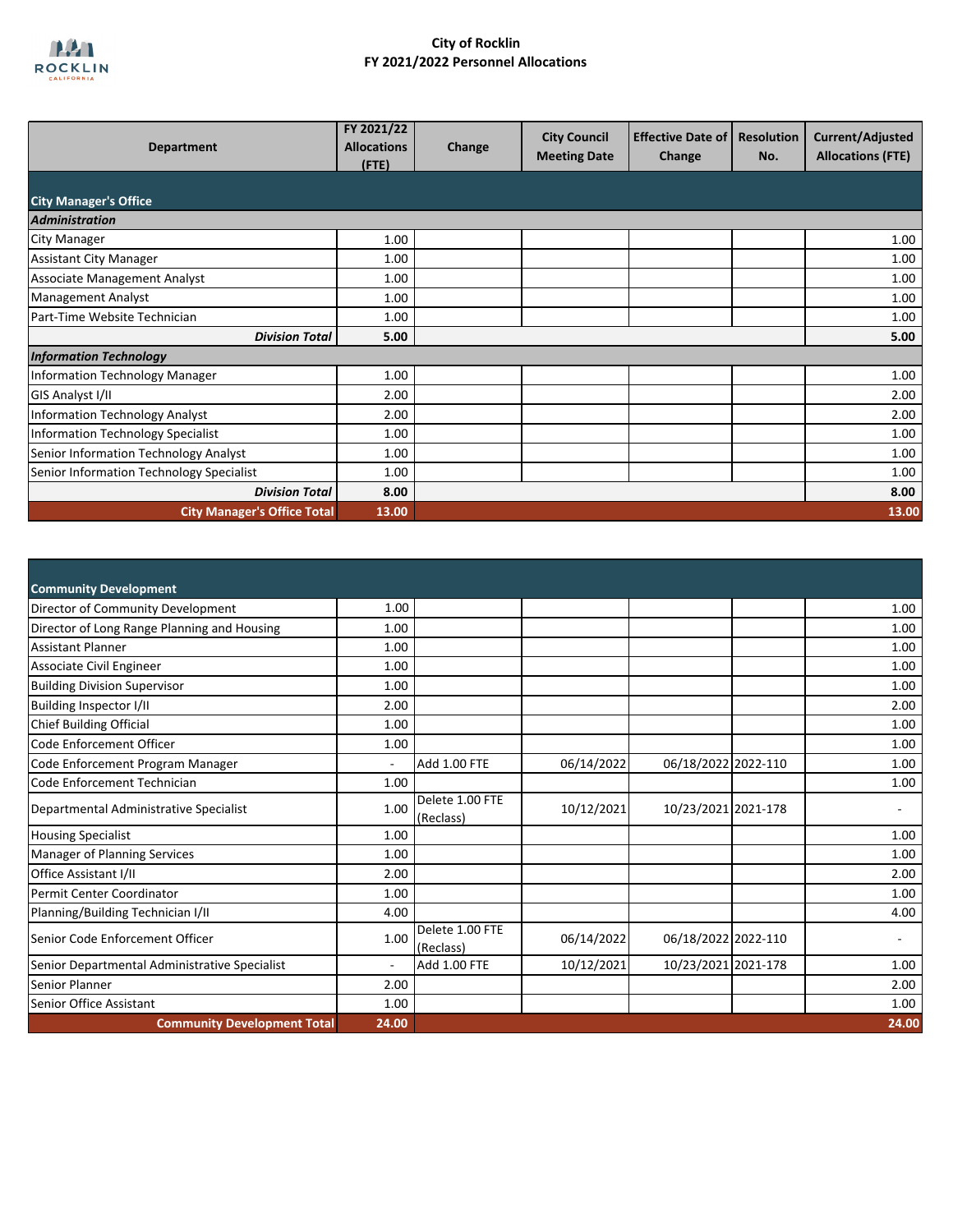# City of Rocklin
## FY 2021/2022 Personnel Allocations

| Department | FY 2021/22 Allocations (FTE) | Change | City Council Meeting Date | Effective Date of Change | Resolution No. | Current/Adjusted Allocations (FTE) |
|---|---|---|---|---|---|---|
| **City Manager's Office** | | | | | | |
| ***Administration*** | | | | | | |
| City Manager | 1.00 | | | | | 1.00 |
| Assistant City Manager | 1.00 | | | | | 1.00 |
| Associate Management Analyst | 1.00 | | | | | 1.00 |
| Management Analyst | 1.00 | | | | | 1.00 |
| Part-Time Website Technician | 1.00 | | | | | 1.00 |
| ***Division Total*** | **5.00** | | | | | **5.00** |
| ***Information Technology*** | | | | | | |
| Information Technology Manager | 1.00 | | | | | 1.00 |
| GIS Analyst I/II | 2.00 | | | | | 2.00 |
| Information Technology Analyst | 2.00 | | | | | 2.00 |
| Information Technology Specialist | 1.00 | | | | | 1.00 |
| Senior Information Technology Analyst | 1.00 | | | | | 1.00 |
| Senior Information Technology Specialist | 1.00 | | | | | 1.00 |
| ***Division Total*** | **8.00** | | | | | **8.00** |
| **City Manager's Office Total** | **13.00** | | | | | **13.00** |

| Department | FY 2021/22 Allocations (FTE) | Change | City Council Meeting Date | Effective Date of Change | Resolution No. | Current/Adjusted Allocations (FTE) |
|---|---|---|---|---|---|---|
| **Community Development** | | | | | | |
| Director of Community Development | 1.00 | | | | | 1.00 |
| Director of Long Range Planning and Housing | 1.00 | | | | | 1.00 |
| Assistant Planner | 1.00 | | | | | 1.00 |
| Associate Civil Engineer | 1.00 | | | | | 1.00 |
| Building Division Supervisor | 1.00 | | | | | 1.00 |
| Building Inspector I/II | 2.00 | | | | | 2.00 |
| Chief Building Official | 1.00 | | | | | 1.00 |
| Code Enforcement Officer | 1.00 | | | | | 1.00 |
| Code Enforcement Program Manager | - | Add 1.00 FTE | 06/14/2022 | 06/18/2022 | 2022-110 | 1.00 |
| Code Enforcement Technician | 1.00 | | | | | 1.00 |
| Departmental Administrative Specialist | 1.00 | Delete 1.00 FTE (Reclass) | 10/12/2021 | 10/23/2021 | 2021-178 | - |
| Housing Specialist | 1.00 | | | | | 1.00 |
| Manager of Planning Services | 1.00 | | | | | 1.00 |
| Office Assistant I/II | 2.00 | | | | | 2.00 |
| Permit Center Coordinator | 1.00 | | | | | 1.00 |
| Planning/Building Technician I/II | 4.00 | | | | | 4.00 |
| Senior Code Enforcement Officer | 1.00 | Delete 1.00 FTE (Reclass) | 06/14/2022 | 06/18/2022 | 2022-110 | - |
| Senior Departmental Administrative Specialist | - | Add 1.00 FTE | 10/12/2021 | 10/23/2021 | 2021-178 | 1.00 |
| Senior Planner | 2.00 | | | | | 2.00 |
| Senior Office Assistant | 1.00 | | | | | 1.00 |
| **Community Development Total** | **24.00** | | | | | **24.00** |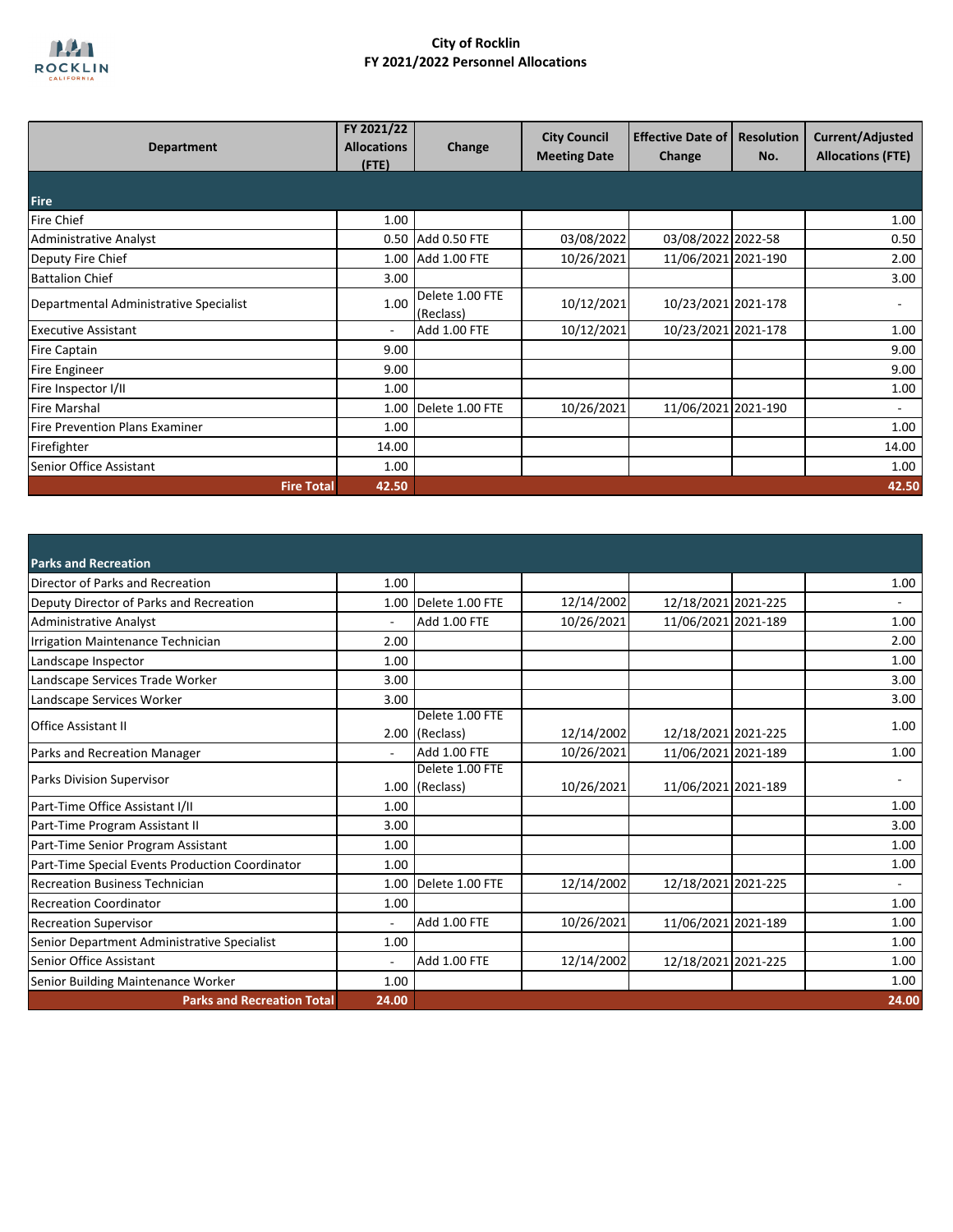# City of Rocklin
## FY 2021/2022 Personnel Allocations

| Department | FY 2021/22 Allocations (FTE) | Change | City Council Meeting Date | Effective Date of Change | Resolution No. | Current/Adjusted Allocations (FTE) |
|---|---|---|---|---|---|---|
| **Fire** | | | | | | |
| Fire Chief | 1.00 | | | | | 1.00 |
| Administrative Analyst | 0.50 | Add 0.50 FTE | 03/08/2022 | 03/08/2022 | 2022-58 | 0.50 |
| Deputy Fire Chief | 1.00 | Add 1.00 FTE | 10/26/2021 | 11/06/2021 | 2021-190 | 2.00 |
| Battalion Chief | 3.00 | | | | | 3.00 |
| Departmental Administrative Specialist | 1.00 | Delete 1.00 FTE (Reclass) | 10/12/2021 | 10/23/2021 | 2021-178 | - |
| Executive Assistant | - | Add 1.00 FTE | 10/12/2021 | 10/23/2021 | 2021-178 | 1.00 |
| Fire Captain | 9.00 | | | | | 9.00 |
| Fire Engineer | 9.00 | | | | | 9.00 |
| Fire Inspector I/II | 1.00 | | | | | 1.00 |
| Fire Marshal | 1.00 | Delete 1.00 FTE | 10/26/2021 | 11/06/2021 | 2021-190 | - |
| Fire Prevention Plans Examiner | 1.00 | | | | | 1.00 |
| Firefighter | 14.00 | | | | | 14.00 |
| Senior Office Assistant | 1.00 | | | | | 1.00 |
| **Fire Total** | **42.50** | | | | | **42.50** |

| Department | FY 2021/22 Allocations (FTE) | Change | City Council Meeting Date | Effective Date of Change | Resolution No. | Current/Adjusted Allocations (FTE) |
|---|---|---|---|---|---|---|
| **Parks and Recreation** | | | | | | |
| Director of Parks and Recreation | 1.00 | | | | | 1.00 |
| Deputy Director of Parks and Recreation | 1.00 | Delete 1.00 FTE | 12/14/2002 | 12/18/2021 | 2021-225 | - |
| Administrative Analyst | - | Add 1.00 FTE | 10/26/2021 | 11/06/2021 | 2021-189 | 1.00 |
| Irrigation Maintenance Technician | 2.00 | | | | | 2.00 |
| Landscape Inspector | 1.00 | | | | | 1.00 |
| Landscape Services Trade Worker | 3.00 | | | | | 3.00 |
| Landscape Services Worker | 3.00 | | | | | 3.00 |
| Office Assistant II | 2.00 | Delete 1.00 FTE (Reclass) | 12/14/2002 | 12/18/2021 | 2021-225 | 1.00 |
| Parks and Recreation Manager | - | Add 1.00 FTE | 10/26/2021 | 11/06/2021 | 2021-189 | 1.00 |
| Parks Division Supervisor | 1.00 | Delete 1.00 FTE (Reclass) | 10/26/2021 | 11/06/2021 | 2021-189 | - |
| Part-Time Office Assistant I/II | 1.00 | | | | | 1.00 |
| Part-Time Program Assistant II | 3.00 | | | | | 3.00 |
| Part-Time Senior Program Assistant | 1.00 | | | | | 1.00 |
| Part-Time Special Events Production Coordinator | 1.00 | | | | | 1.00 |
| Recreation Business Technician | 1.00 | Delete 1.00 FTE | 12/14/2002 | 12/18/2021 | 2021-225 | - |
| Recreation Coordinator | 1.00 | | | | | 1.00 |
| Recreation Supervisor | - | Add 1.00 FTE | 10/26/2021 | 11/06/2021 | 2021-189 | 1.00 |
| Senior Department Administrative Specialist | 1.00 | | | | | 1.00 |
| Senior Office Assistant | - | Add 1.00 FTE | 12/14/2002 | 12/18/2021 | 2021-225 | 1.00 |
| Senior Building Maintenance Worker | 1.00 | | | | | 1.00 |
| **Parks and Recreation Total** | **24.00** | | | | | **24.00** |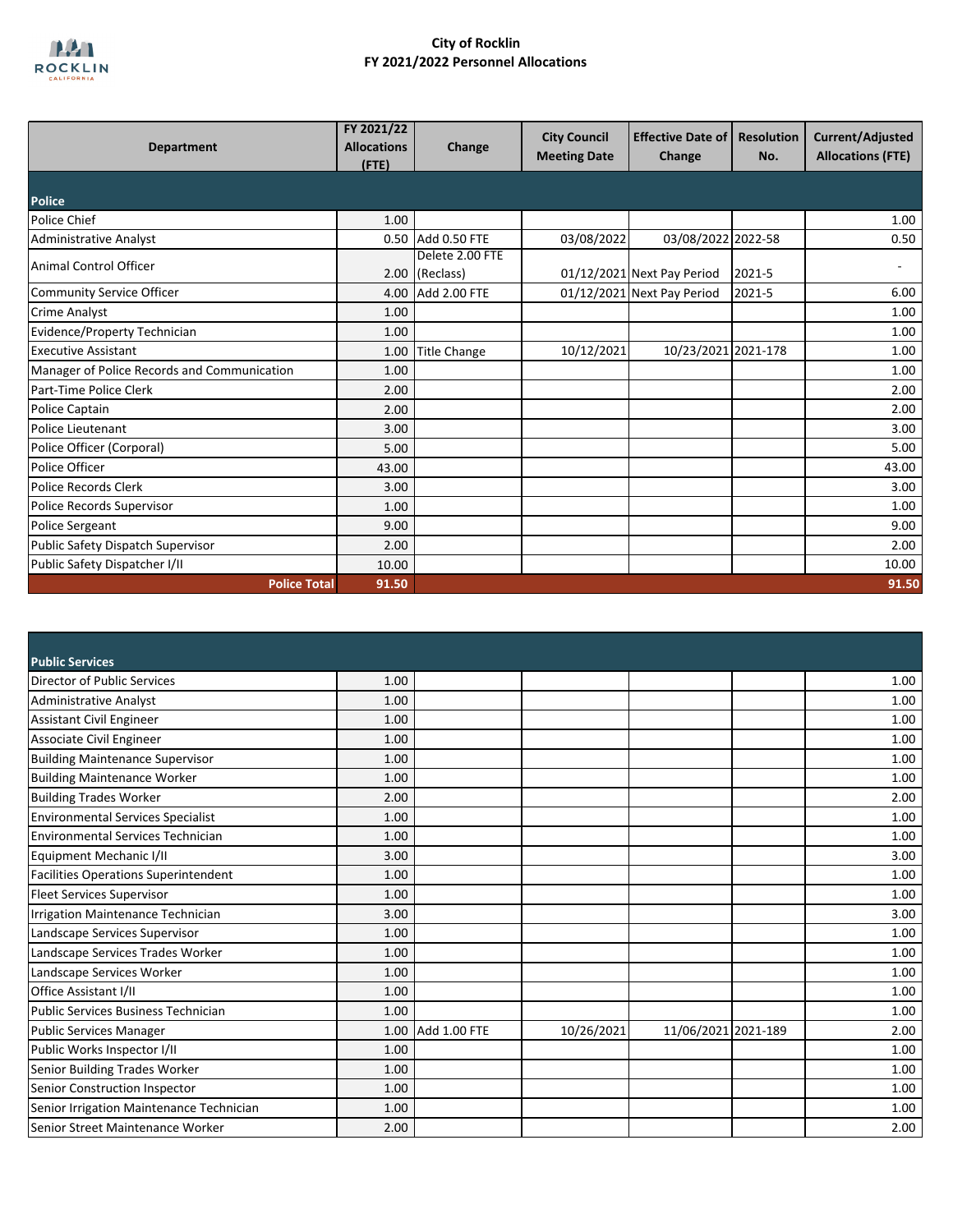# City of Rocklin
## FY 2021/2022 Personnel Allocations

| Department | FY 2021/22 Allocations (FTE) | Change | City Council Meeting Date | Effective Date of Change | Resolution No. | Current/Adjusted Allocations (FTE) |
|---|---|---|---|---|---|---|
| **Police** | | | | | | |
| Police Chief | 1.00 | | | | | 1.00 |
| Administrative Analyst | 0.50 | Add 0.50 FTE | 03/08/2022 | 03/08/2022 | 2022-58 | 0.50 |
| Animal Control Officer | 2.00 | Delete 2.00 FTE (Reclass) | 01/12/2021 | Next Pay Period | 2021-5 | - |
| Community Service Officer | 4.00 | Add 2.00 FTE | 01/12/2021 | Next Pay Period | 2021-5 | 6.00 |
| Crime Analyst | 1.00 | | | | | 1.00 |
| Evidence/Property Technician | 1.00 | | | | | 1.00 |
| Executive Assistant | 1.00 | Title Change | 10/12/2021 | 10/23/2021 | 2021-178 | 1.00 |
| Manager of Police Records and Communication | 1.00 | | | | | 1.00 |
| Part-Time Police Clerk | 2.00 | | | | | 2.00 |
| Police Captain | 2.00 | | | | | 2.00 |
| Police Lieutenant | 3.00 | | | | | 3.00 |
| Police Officer (Corporal) | 5.00 | | | | | 5.00 |
| Police Officer | 43.00 | | | | | 43.00 |
| Police Records Clerk | 3.00 | | | | | 3.00 |
| Police Records Supervisor | 1.00 | | | | | 1.00 |
| Police Sergeant | 9.00 | | | | | 9.00 |
| Public Safety Dispatch Supervisor | 2.00 | | | | | 2.00 |
| Public Safety Dispatcher I/II | 10.00 | | | | | 10.00 |
| **Police Total** | **91.50** | | | | | **91.50** |

| Department | FY 2021/22 Allocations (FTE) | Change | City Council Meeting Date | Effective Date of Change | Resolution No. | Current/Adjusted Allocations (FTE) |
|---|---|---|---|---|---|---|
| **Public Services** | | | | | | |
| Director of Public Services | 1.00 | | | | | 1.00 |
| Administrative Analyst | 1.00 | | | | | 1.00 |
| Assistant Civil Engineer | 1.00 | | | | | 1.00 |
| Associate Civil Engineer | 1.00 | | | | | 1.00 |
| Building Maintenance Supervisor | 1.00 | | | | | 1.00 |
| Building Maintenance Worker | 1.00 | | | | | 1.00 |
| Building Trades Worker | 2.00 | | | | | 2.00 |
| Environmental Services Specialist | 1.00 | | | | | 1.00 |
| Environmental Services Technician | 1.00 | | | | | 1.00 |
| Equipment Mechanic I/II | 3.00 | | | | | 3.00 |
| Facilities Operations Superintendent | 1.00 | | | | | 1.00 |
| Fleet Services Supervisor | 1.00 | | | | | 1.00 |
| Irrigation Maintenance Technician | 3.00 | | | | | 3.00 |
| Landscape Services Supervisor | 1.00 | | | | | 1.00 |
| Landscape Services Trades Worker | 1.00 | | | | | 1.00 |
| Landscape Services Worker | 1.00 | | | | | 1.00 |
| Office Assistant I/II | 1.00 | | | | | 1.00 |
| Public Services Business Technician | 1.00 | | | | | 1.00 |
| Public Services Manager | 1.00 | Add 1.00 FTE | 10/26/2021 | 11/06/2021 | 2021-189 | 2.00 |
| Public Works Inspector I/II | 1.00 | | | | | 1.00 |
| Senior Building Trades Worker | 1.00 | | | | | 1.00 |
| Senior Construction Inspector | 1.00 | | | | | 1.00 |
| Senior Irrigation Maintenance Technician | 1.00 | | | | | 1.00 |
| Senior Street Maintenance Worker | 2.00 | | | | | 2.00 |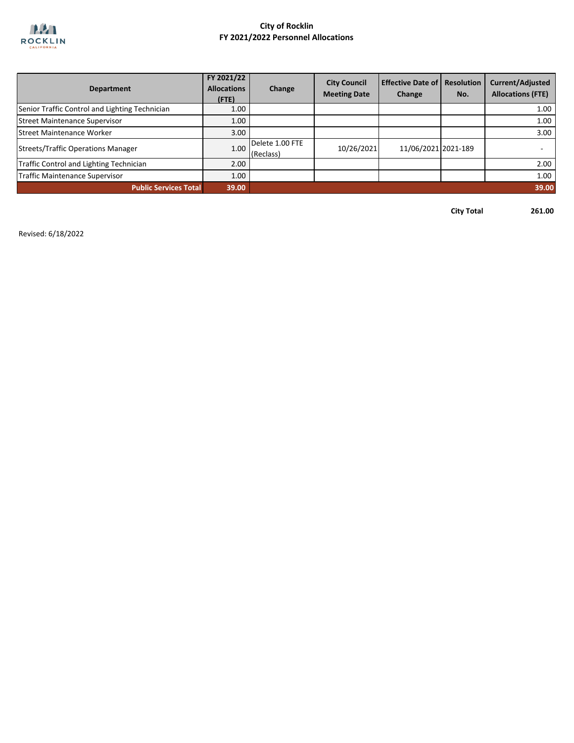| Department | FY 2021/22 Allocations (FTE) | Change | City Council Meeting Date | Effective Date of Change | Resolution No. | Current/Adjusted Allocations (FTE) |
|---|---|---|---|---|---|---|
| Senior Traffic Control and Lighting Technician | 1.00 | | | | | 1.00 |
| Street Maintenance Supervisor | 1.00 | | | | | 1.00 |
| Street Maintenance Worker | 3.00 | | | | | 3.00 |
| Streets/Traffic Operations Manager | 1.00 | Delete 1.00 FTE (Reclass) | 10/26/2021 | 11/06/2021 | 2021-189 | - |
| Traffic Control and Lighting Technician | 2.00 | | | | | 2.00 |
| Traffic Maintenance Supervisor | 1.00 | | | | | 1.00 |
| **Public Services Total** | **39.00** | | | | | **39.00** |

**City Total** **261.00**

Revised: 6/18/2022